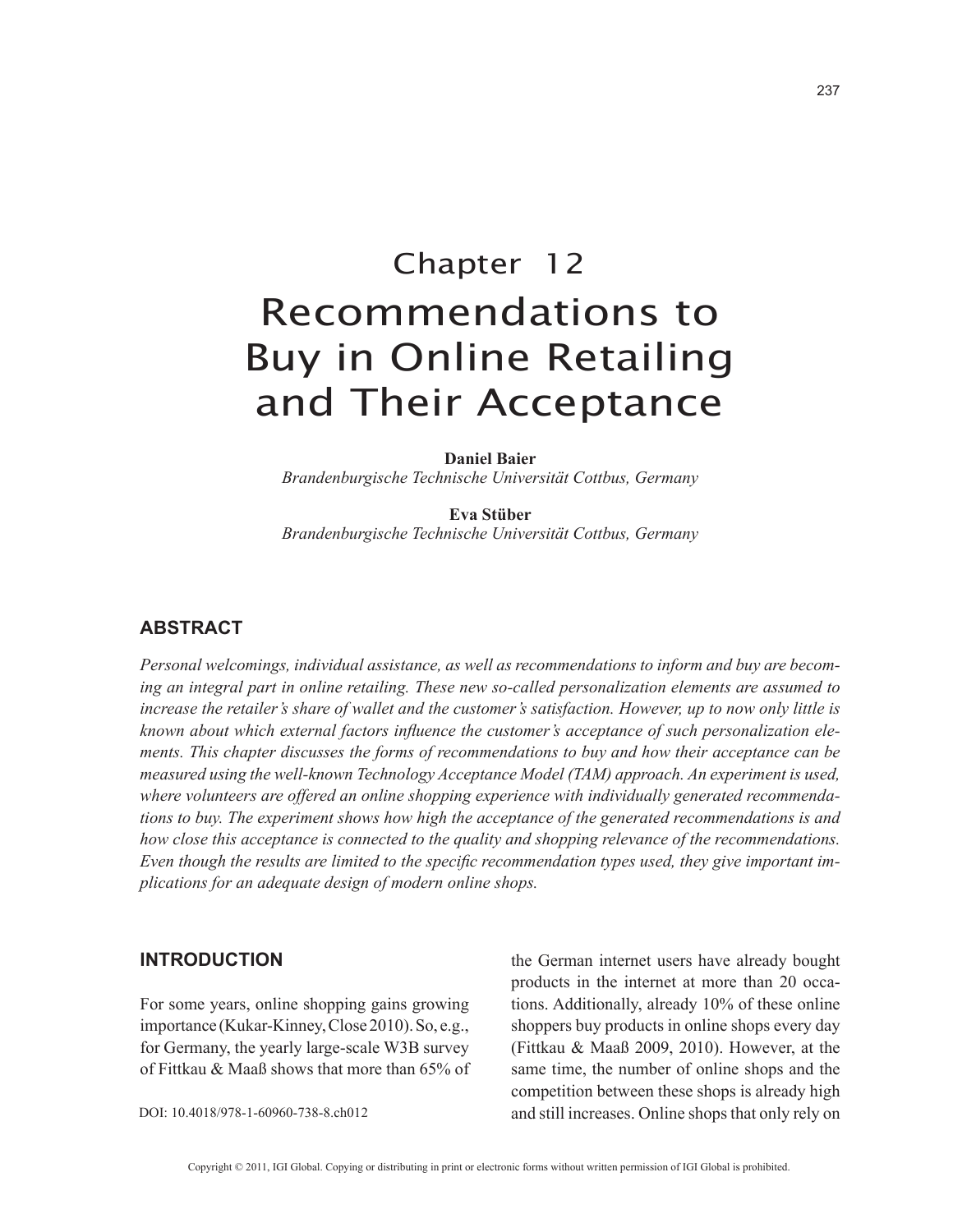# Chapter 12

# Recommendations to Buy in Online Retailing and Their Acceptance

**Daniel Baier**
*Brandenburgische Technische Universität Cottbus, Germany*

**Eva Stüber**
*Brandenburgische Technische Universität Cottbus, Germany*

## ABSTRACT

*Personal welcomings, individual assistance, as well as recommendations to inform and buy are becoming an integral part in online retailing. These new so-called personalization elements are assumed to increase the retailer's share of wallet and the customer's satisfaction. However, up to now only little is known about which external factors influence the customer's acceptance of such personalization elements. This chapter discusses the forms of recommendations to buy and how their acceptance can be measured using the well-known Technology Acceptance Model (TAM) approach. An experiment is used, where volunteers are offered an online shopping experience with individually generated recommendations to buy. The experiment shows how high the acceptance of the generated recommendations is and how close this acceptance is connected to the quality and shopping relevance of the recommendations. Even though the results are limited to the specific recommendation types used, they give important implications for an adequate design of modern online shops.*

## INTRODUCTION

For some years, online shopping gains growing importance (Kukar-Kinney, Close 2010). So, e.g., for Germany, the yearly large-scale W3B survey of Fittkau & Maaß shows that more than 65% of the German internet users have already bought products in the internet at more than 20 occasions. Additionally, already 10% of these online shoppers buy products in online shops every day (Fittkau & Maaß 2009, 2010). However, at the same time, the number of online shops and the competition between these shops is already high and still increases. Online shops that only rely on

DOI: 10.4018/978-1-60960-738-8.ch012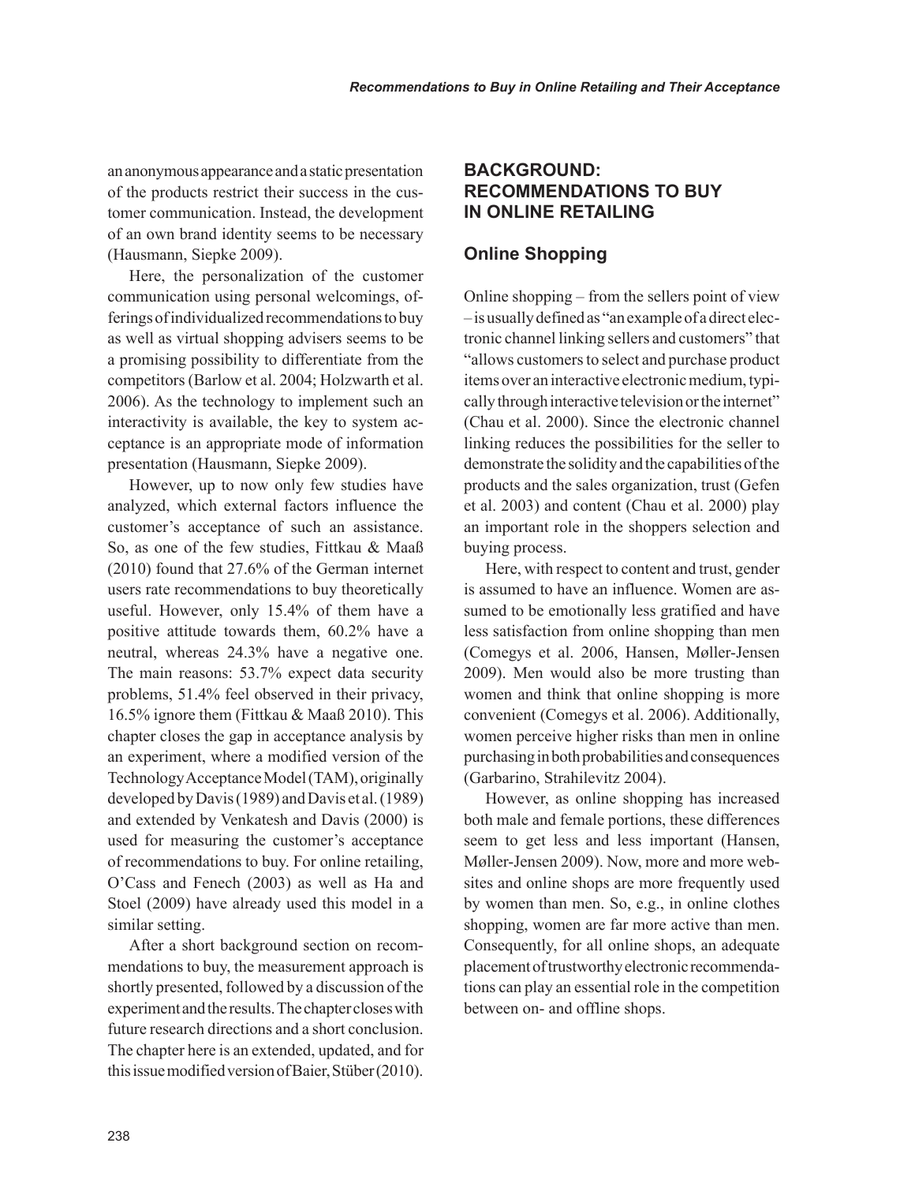an anonymous appearance and a static presentation of the products restrict their success in the customer communication. Instead, the development of an own brand identity seems to be necessary (Hausmann, Siepke 2009).

Here, the personalization of the customer communication using personal welcomings, offerings of individualized recommendations to buy as well as virtual shopping advisers seems to be a promising possibility to differentiate from the competitors (Barlow et al. 2004; Holzwarth et al. 2006). As the technology to implement such an interactivity is available, the key to system acceptance is an appropriate mode of information presentation (Hausmann, Siepke 2009).

However, up to now only few studies have analyzed, which external factors influence the customer's acceptance of such an assistance. So, as one of the few studies, Fittkau & Maaß (2010) found that 27.6% of the German internet users rate recommendations to buy theoretically useful. However, only 15.4% of them have a positive attitude towards them, 60.2% have a neutral, whereas 24.3% have a negative one. The main reasons: 53.7% expect data security problems, 51.4% feel observed in their privacy, 16.5% ignore them (Fittkau & Maaß 2010). This chapter closes the gap in acceptance analysis by an experiment, where a modified version of the Technology Acceptance Model (TAM), originally developed by Davis (1989) and Davis et al. (1989) and extended by Venkatesh and Davis (2000) is used for measuring the customer's acceptance of recommendations to buy. For online retailing, O'Cass and Fenech (2003) as well as Ha and Stoel (2009) have already used this model in a similar setting.

After a short background section on recommendations to buy, the measurement approach is shortly presented, followed by a discussion of the experiment and the results. The chapter closes with future research directions and a short conclusion. The chapter here is an extended, updated, and for this issue modified version of Baier, Stüber (2010).

## BACKGROUND: RECOMMENDATIONS TO BUY IN ONLINE RETAILING

### Online Shopping

Online shopping – from the sellers point of view – is usually defined as "an example of a direct electronic channel linking sellers and customers" that "allows customers to select and purchase product items over an interactive electronic medium, typically through interactive television or the internet" (Chau et al. 2000). Since the electronic channel linking reduces the possibilities for the seller to demonstrate the solidity and the capabilities of the products and the sales organization, trust (Gefen et al. 2003) and content (Chau et al. 2000) play an important role in the shoppers selection and buying process.

Here, with respect to content and trust, gender is assumed to have an influence. Women are assumed to be emotionally less gratified and have less satisfaction from online shopping than men (Comegys et al. 2006, Hansen, Møller-Jensen 2009). Men would also be more trusting than women and think that online shopping is more convenient (Comegys et al. 2006). Additionally, women perceive higher risks than men in online purchasing in both probabilities and consequences (Garbarino, Strahilevitz 2004).

However, as online shopping has increased both male and female portions, these differences seem to get less and less important (Hansen, Møller-Jensen 2009). Now, more and more websites and online shops are more frequently used by women than men. So, e.g., in online clothes shopping, women are far more active than men. Consequently, for all online shops, an adequate placement of trustworthy electronic recommendations can play an essential role in the competition between on- and offline shops.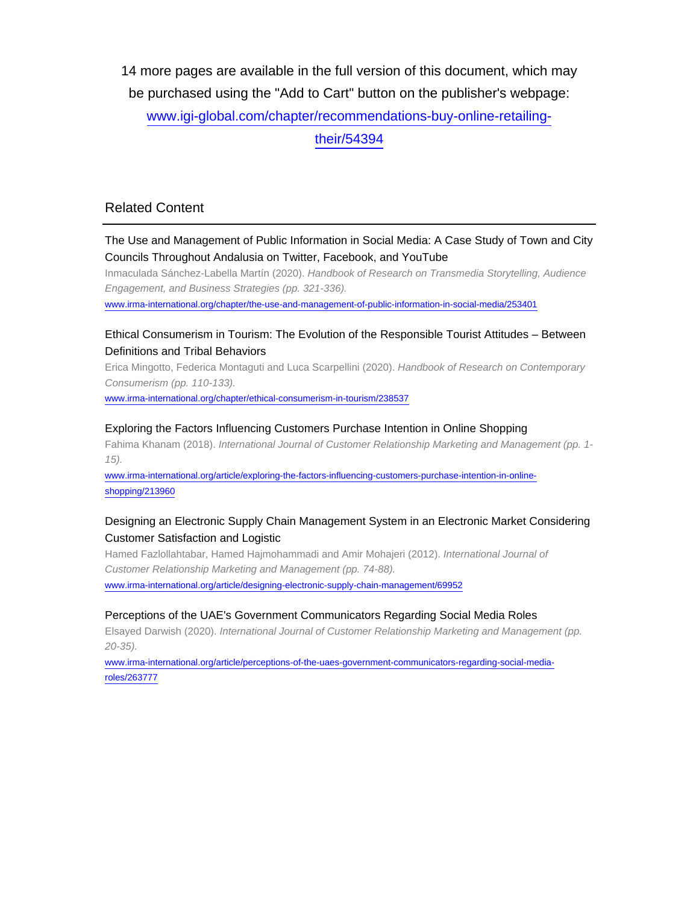14 more pages are available in the full version of this document, which may be purchased using the "Add to Cart" button on the publisher's webpage: www.igi-global.com/chapter/recommendations-buy-online-retailing-their/54394

## Related Content

The Use and Management of Public Information in Social Media: A Case Study of Town and City Councils Throughout Andalusia on Twitter, Facebook, and YouTube
Inmaculada Sánchez-Labella Martín (2020). *Handbook of Research on Transmedia Storytelling, Audience Engagement, and Business Strategies (pp. 321-336).*
www.irma-international.org/chapter/the-use-and-management-of-public-information-in-social-media/253401

Ethical Consumerism in Tourism: The Evolution of the Responsible Tourist Attitudes – Between Definitions and Tribal Behaviors
Erica Mingotto, Federica Montaguti and Luca Scarpellini (2020). *Handbook of Research on Contemporary Consumerism (pp. 110-133).*
www.irma-international.org/chapter/ethical-consumerism-in-tourism/238537

Exploring the Factors Influencing Customers Purchase Intention in Online Shopping
Fahima Khanam (2018). *International Journal of Customer Relationship Marketing and Management (pp. 1-15).*
www.irma-international.org/article/exploring-the-factors-influencing-customers-purchase-intention-in-online-shopping/213960

Designing an Electronic Supply Chain Management System in an Electronic Market Considering Customer Satisfaction and Logistic
Hamed Fazlollahtabar, Hamed Hajmohammadi and Amir Mohajeri (2012). *International Journal of Customer Relationship Marketing and Management (pp. 74-88).*
www.irma-international.org/article/designing-electronic-supply-chain-management/69952

Perceptions of the UAE's Government Communicators Regarding Social Media Roles
Elsayed Darwish (2020). *International Journal of Customer Relationship Marketing and Management (pp. 20-35).*
www.irma-international.org/article/perceptions-of-the-uaes-government-communicators-regarding-social-media-roles/263777